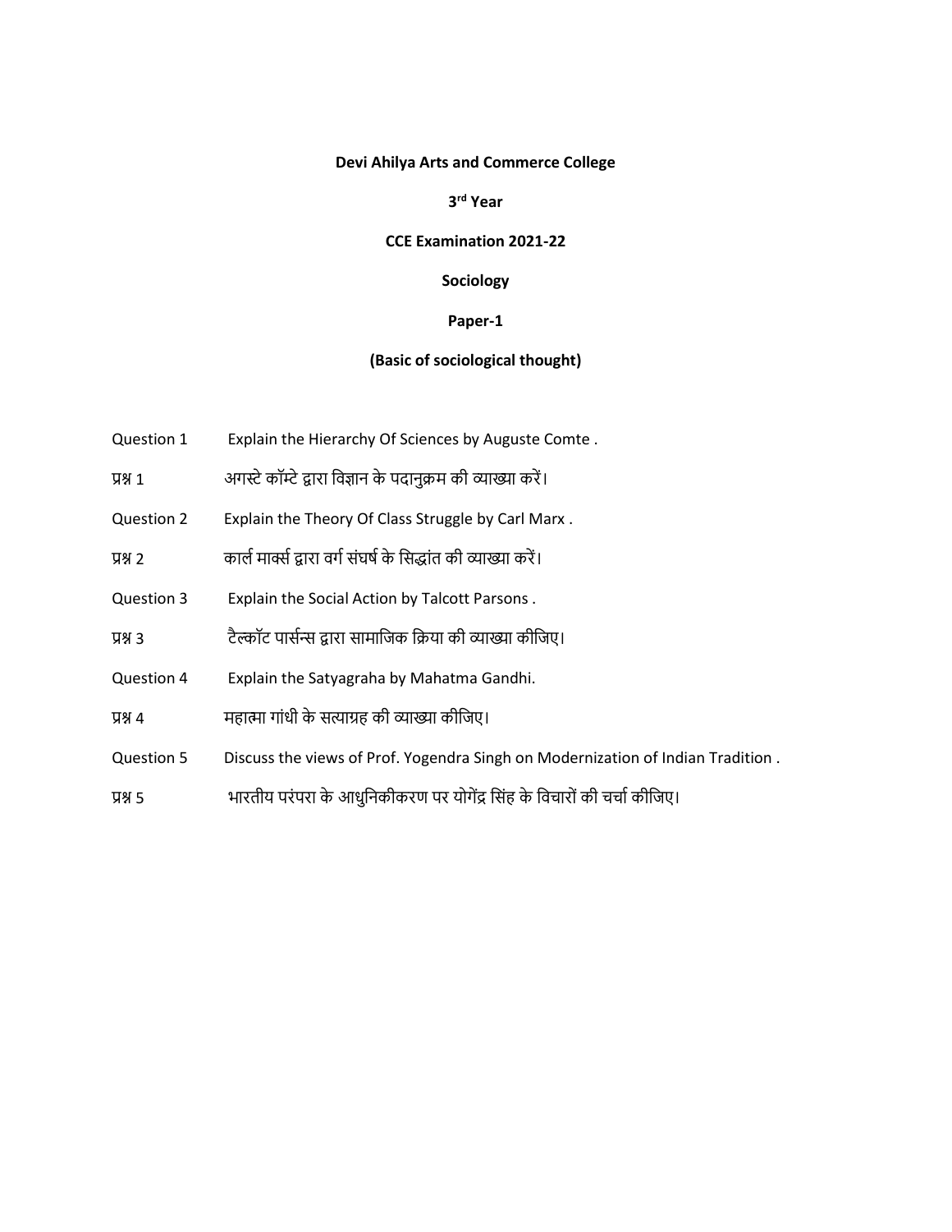**Devi Ahilya Arts and Commerce College**

**3rd Year**

**CCE Examination 2021-22**

**Sociology**

**Paper-1**

**(Basic of sociological thought)**

Question 1 Explain the Hierarchy Of Sciences by Auguste Comte .

प्रश्न 1 अगस्टे कॉम्टे द्वारा विज्ञान के पदानुक्रम की व्याख्या करें।

Question 2 Explain the Theory Of Class Struggle by Carl Marx .

प्रश्न 2 कार्ल मार्क्स द्वारा वर्ग संघर्ष के सिद्धांत की व्याख्या करें।

Question 3 Explain the Social Action by Talcott Parsons .

प्रश्न 3 टैल्कॉट पार्सन्स द्वारा सामाजिक क्रिया की व्याख्या कीजिए।

Question 4 Explain the Satyagraha by Mahatma Gandhi.

प्रश्न 4 महात्मा गांधी के सत्याग्रह की व्याख्या कीजिए।

Question 5 Discuss the views of Prof. Yogendra Singh on Modernization of Indian Tradition .

प्रश्न 5 भारतीय परंपरा के आधुनिकीकरण पर योगेंद्र सिंह के विचारों की चर्चा कीजिए।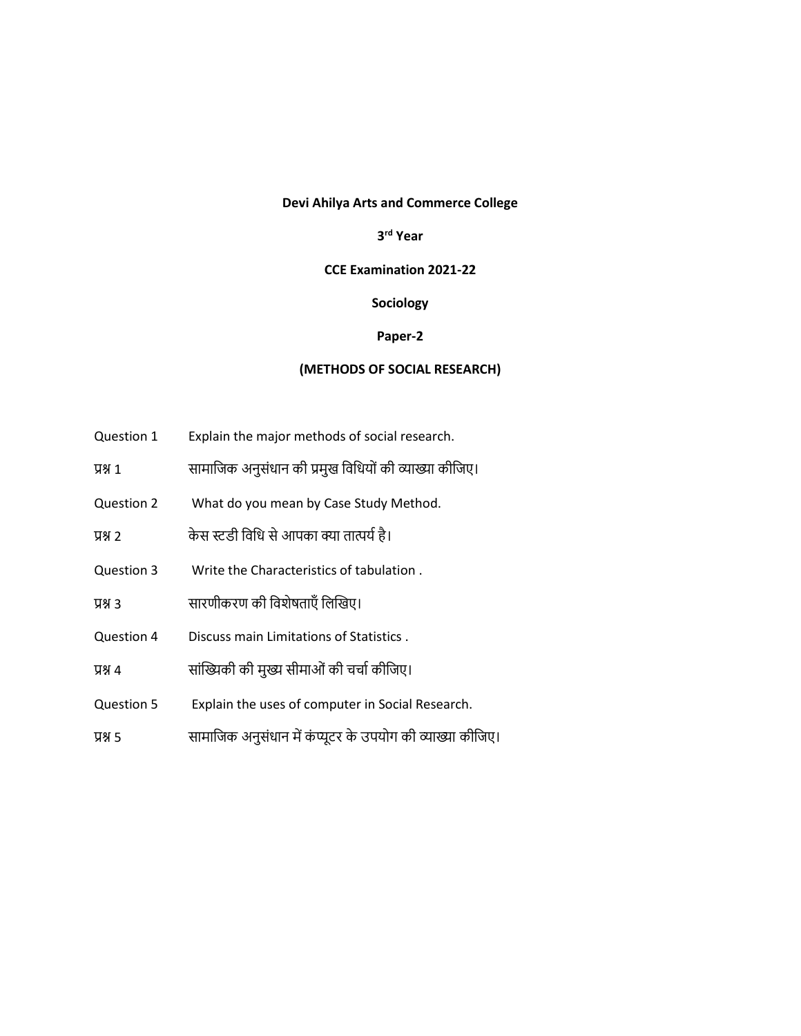**Devi Ahilya Arts and Commerce College**

**3rd Year**

**CCE Examination 2021-22**

**Sociology**

**Paper-2**

**(METHODS OF SOCIAL RESEARCH)**

Question 1 Explain the major methods of social research.

प्रश्न 1 सामाजिक अनुसंधान की प्रमुख विधियों की व्याख्या कीजिए।

Question 2 What do you mean by Case Study Method.

प्रश्न 2 केस स्टडी विधि से आपका क्या तात्पर्य है।

Question 3 Write the Characteristics of tabulation .

प्रश्न 3 सारणीकरण की विशेषताएँ लिखिए।

Question 4 Discuss main Limitations of Statistics .

प्रश्न 4 सांख्यिकी की मुख्य सीमाओं की चर्चा कीजिए।

Question 5 Explain the uses of computer in Social Research.

प्रश्न 5 सामाजिक अनुसंधान में कंप्यूटर के उपयोग की व्याख्या कीजिए।